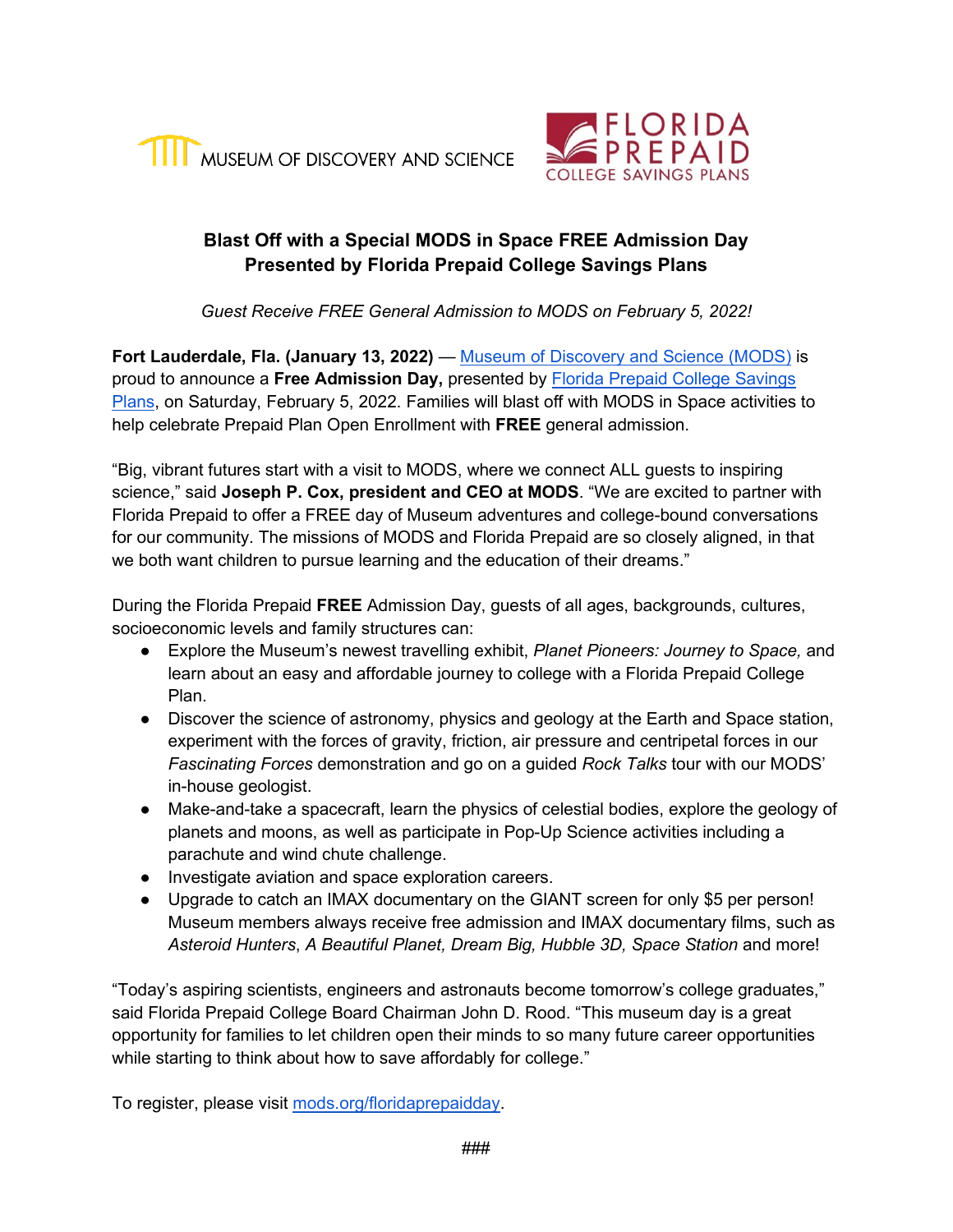MUSEUM OF DISCOVERY AND SCIENCE

FLORIDA PREPAID COLLEGE SAVINGS PLANS

## Blast Off with a Special MODS in Space FREE Admission Day Presented by Florida Prepaid College Savings Plans

*Guest Receive FREE General Admission to MODS on February 5, 2022!*

**Fort Lauderdale, Fla. (January 13, 2022)** — Museum of Discovery and Science (MODS) is proud to announce a **Free Admission Day,** presented by Florida Prepaid College Savings Plans, on Saturday, February 5, 2022. Families will blast off with MODS in Space activities to help celebrate Prepaid Plan Open Enrollment with **FREE** general admission.

"Big, vibrant futures start with a visit to MODS, where we connect ALL guests to inspiring science," said **Joseph P. Cox, president and CEO at MODS**. "We are excited to partner with Florida Prepaid to offer a FREE day of Museum adventures and college-bound conversations for our community. The missions of MODS and Florida Prepaid are so closely aligned, in that we both want children to pursue learning and the education of their dreams."

During the Florida Prepaid **FREE** Admission Day, guests of all ages, backgrounds, cultures, socioeconomic levels and family structures can:

- Explore the Museum's newest travelling exhibit, *Planet Pioneers: Journey to Space,* and learn about an easy and affordable journey to college with a Florida Prepaid College Plan.
- Discover the science of astronomy, physics and geology at the Earth and Space station, experiment with the forces of gravity, friction, air pressure and centripetal forces in our *Fascinating Forces* demonstration and go on a guided *Rock Talks* tour with our MODS' in-house geologist.
- Make-and-take a spacecraft, learn the physics of celestial bodies, explore the geology of planets and moons, as well as participate in Pop-Up Science activities including a parachute and wind chute challenge.
- Investigate aviation and space exploration careers.
- Upgrade to catch an IMAX documentary on the GIANT screen for only $5 per person! Museum members always receive free admission and IMAX documentary films, such as *Asteroid Hunters*, *A Beautiful Planet, Dream Big, Hubble 3D, Space Station* and more!

"Today's aspiring scientists, engineers and astronauts become tomorrow's college graduates," said Florida Prepaid College Board Chairman John D. Rood. "This museum day is a great opportunity for families to let children open their minds to so many future career opportunities while starting to think about how to save affordably for college."

To register, please visit mods.org/floridaprepaidday.

###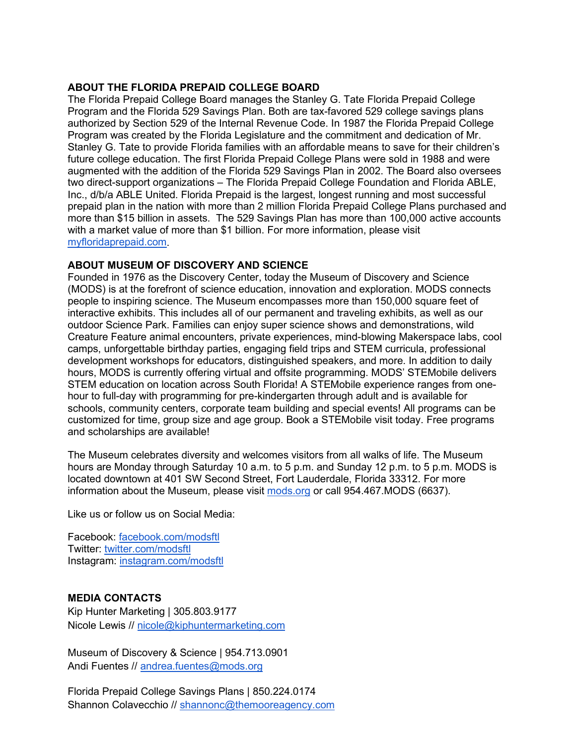**ABOUT THE FLORIDA PREPAID COLLEGE BOARD**

The Florida Prepaid College Board manages the Stanley G. Tate Florida Prepaid College Program and the Florida 529 Savings Plan. Both are tax-favored 529 college savings plans authorized by Section 529 of the Internal Revenue Code. In 1987 the Florida Prepaid College Program was created by the Florida Legislature and the commitment and dedication of Mr. Stanley G. Tate to provide Florida families with an affordable means to save for their children's future college education. The first Florida Prepaid College Plans were sold in 1988 and were augmented with the addition of the Florida 529 Savings Plan in 2002. The Board also oversees two direct-support organizations – The Florida Prepaid College Foundation and Florida ABLE, Inc., d/b/a ABLE United. Florida Prepaid is the largest, longest running and most successful prepaid plan in the nation with more than 2 million Florida Prepaid College Plans purchased and more than $15 billion in assets. The 529 Savings Plan has more than 100,000 active accounts with a market value of more than $1 billion. For more information, please visit [myfloridaprepaid.com](myfloridaprepaid.com).

**ABOUT MUSEUM OF DISCOVERY AND SCIENCE**

Founded in 1976 as the Discovery Center, today the Museum of Discovery and Science (MODS) is at the forefront of science education, innovation and exploration. MODS connects people to inspiring science. The Museum encompasses more than 150,000 square feet of interactive exhibits. This includes all of our permanent and traveling exhibits, as well as our outdoor Science Park. Families can enjoy super science shows and demonstrations, wild Creature Feature animal encounters, private experiences, mind-blowing Makerspace labs, cool camps, unforgettable birthday parties, engaging field trips and STEM curricula, professional development workshops for educators, distinguished speakers, and more. In addition to daily hours, MODS is currently offering virtual and offsite programming. MODS' STEMobile delivers STEM education on location across South Florida! A STEMobile experience ranges from one-hour to full-day with programming for pre-kindergarten through adult and is available for schools, community centers, corporate team building and special events! All programs can be customized for time, group size and age group. Book a STEMobile visit today. Free programs and scholarships are available!

The Museum celebrates diversity and welcomes visitors from all walks of life. The Museum hours are Monday through Saturday 10 a.m. to 5 p.m. and Sunday 12 p.m. to 5 p.m. MODS is located downtown at 401 SW Second Street, Fort Lauderdale, Florida 33312. For more information about the Museum, please visit [mods.org](mods.org) or call 954.467.MODS (6637).

Like us or follow us on Social Media:

Facebook: [facebook.com/modsftl](facebook.com/modsftl)
Twitter: [twitter.com/modsftl](twitter.com/modsftl)
Instagram: [instagram.com/modsftl](instagram.com/modsftl)

**MEDIA CONTACTS**

Kip Hunter Marketing | 305.803.9177
Nicole Lewis // [nicole@kiphuntermarketing.com](mailto:nicole@kiphuntermarketing.com)

Museum of Discovery & Science | 954.713.0901
Andi Fuentes // [andrea.fuentes@mods.org](mailto:andrea.fuentes@mods.org)

Florida Prepaid College Savings Plans | 850.224.0174
Shannon Colavecchio // [shannonc@themooreagency.com](mailto:shannonc@themooreagency.com)